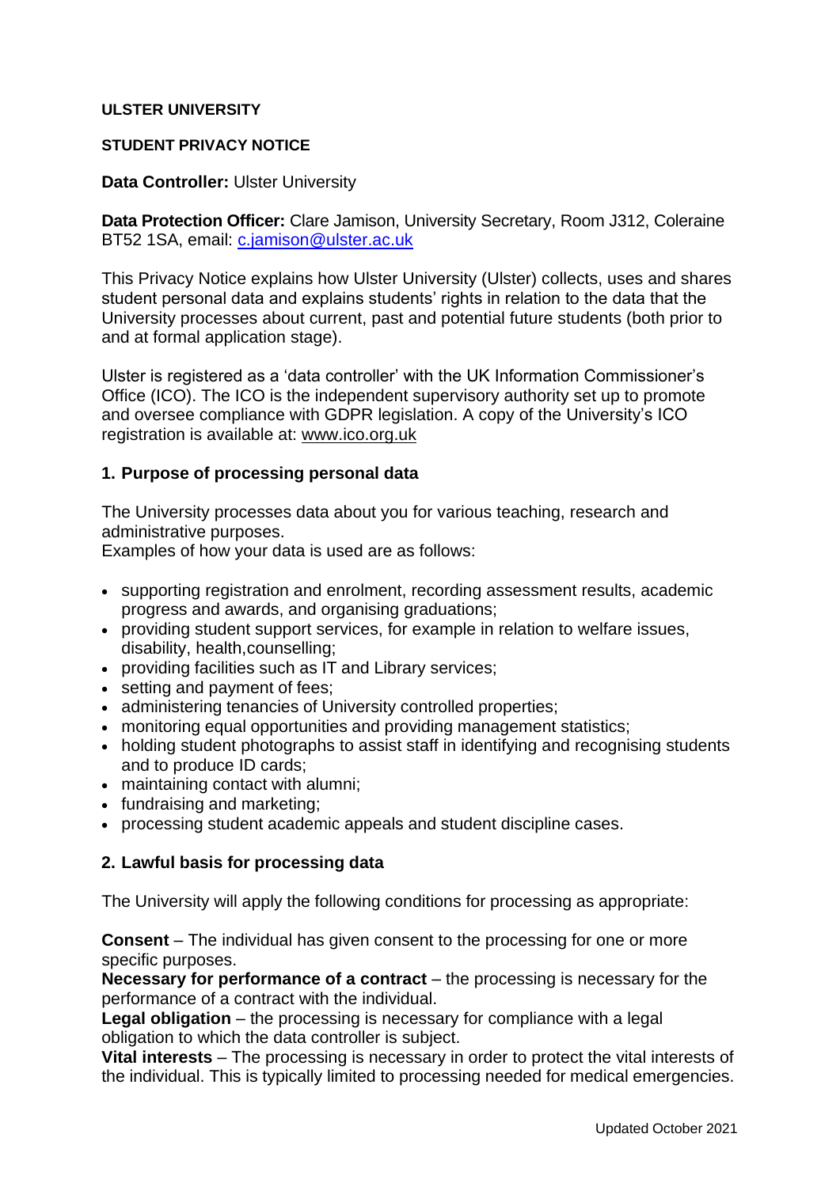**ULSTER UNIVERSITY**

**STUDENT PRIVACY NOTICE**

**Data Controller:** Ulster University

**Data Protection Officer:** Clare Jamison, University Secretary, Room J312, Coleraine BT52 1SA, email: c.jamison@ulster.ac.uk

This Privacy Notice explains how Ulster University (Ulster) collects, uses and shares student personal data and explains students' rights in relation to the data that the University processes about current, past and potential future students (both prior to and at formal application stage).

Ulster is registered as a 'data controller' with the UK Information Commissioner's Office (ICO). The ICO is the independent supervisory authority set up to promote and oversee compliance with GDPR legislation. A copy of the University's ICO registration is available at: www.ico.org.uk

## 1. Purpose of processing personal data

The University processes data about you for various teaching, research and administrative purposes.
Examples of how your data is used are as follows:

- supporting registration and enrolment, recording assessment results, academic progress and awards, and organising graduations;
- providing student support services, for example in relation to welfare issues, disability, health,counselling;
- providing facilities such as IT and Library services;
- setting and payment of fees;
- administering tenancies of University controlled properties;
- monitoring equal opportunities and providing management statistics;
- holding student photographs to assist staff in identifying and recognising students and to produce ID cards;
- maintaining contact with alumni;
- fundraising and marketing;
- processing student academic appeals and student discipline cases.

## 2. Lawful basis for processing data

The University will apply the following conditions for processing as appropriate:

**Consent** – The individual has given consent to the processing for one or more specific purposes.
**Necessary for performance of a contract** – the processing is necessary for the performance of a contract with the individual.
**Legal obligation** – the processing is necessary for compliance with a legal obligation to which the data controller is subject.
**Vital interests** – The processing is necessary in order to protect the vital interests of the individual. This is typically limited to processing needed for medical emergencies.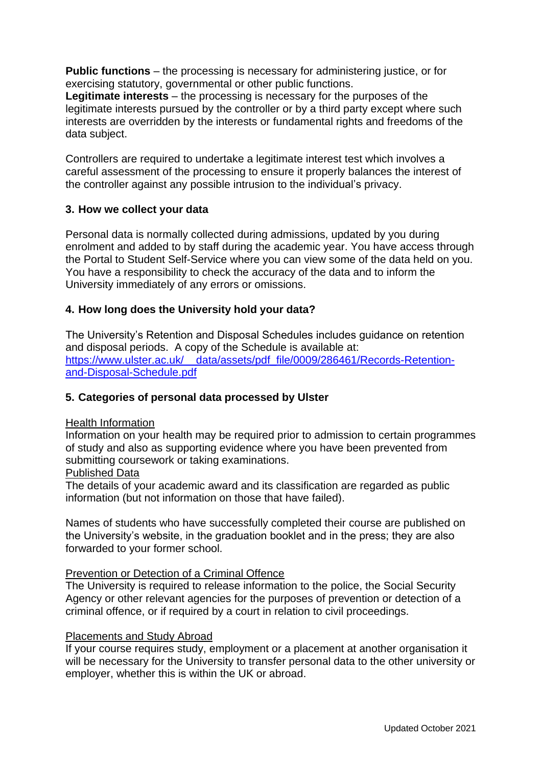**Public functions** – the processing is necessary for administering justice, or for exercising statutory, governmental or other public functions.
**Legitimate interests** – the processing is necessary for the purposes of the legitimate interests pursued by the controller or by a third party except where such interests are overridden by the interests or fundamental rights and freedoms of the data subject.

Controllers are required to undertake a legitimate interest test which involves a careful assessment of the processing to ensure it properly balances the interest of the controller against any possible intrusion to the individual's privacy.

### 3. How we collect your data

Personal data is normally collected during admissions, updated by you during enrolment and added to by staff during the academic year. You have access through the Portal to Student Self-Service where you can view some of the data held on you. You have a responsibility to check the accuracy of the data and to inform the University immediately of any errors or omissions.

### 4. How long does the University hold your data?

The University's Retention and Disposal Schedules includes guidance on retention and disposal periods. A copy of the Schedule is available at:
https://www.ulster.ac.uk/__data/assets/pdf_file/0009/286461/Records-Retention-and-Disposal-Schedule.pdf

### 5. Categories of personal data processed by Ulster

Health Information
Information on your health may be required prior to admission to certain programmes of study and also as supporting evidence where you have been prevented from submitting coursework or taking examinations.
Published Data
The details of your academic award and its classification are regarded as public information (but not information on those that have failed).

Names of students who have successfully completed their course are published on the University's website, in the graduation booklet and in the press; they are also forwarded to your former school.

Prevention or Detection of a Criminal Offence
The University is required to release information to the police, the Social Security Agency or other relevant agencies for the purposes of prevention or detection of a criminal offence, or if required by a court in relation to civil proceedings.

Placements and Study Abroad
If your course requires study, employment or a placement at another organisation it will be necessary for the University to transfer personal data to the other university or employer, whether this is within the UK or abroad.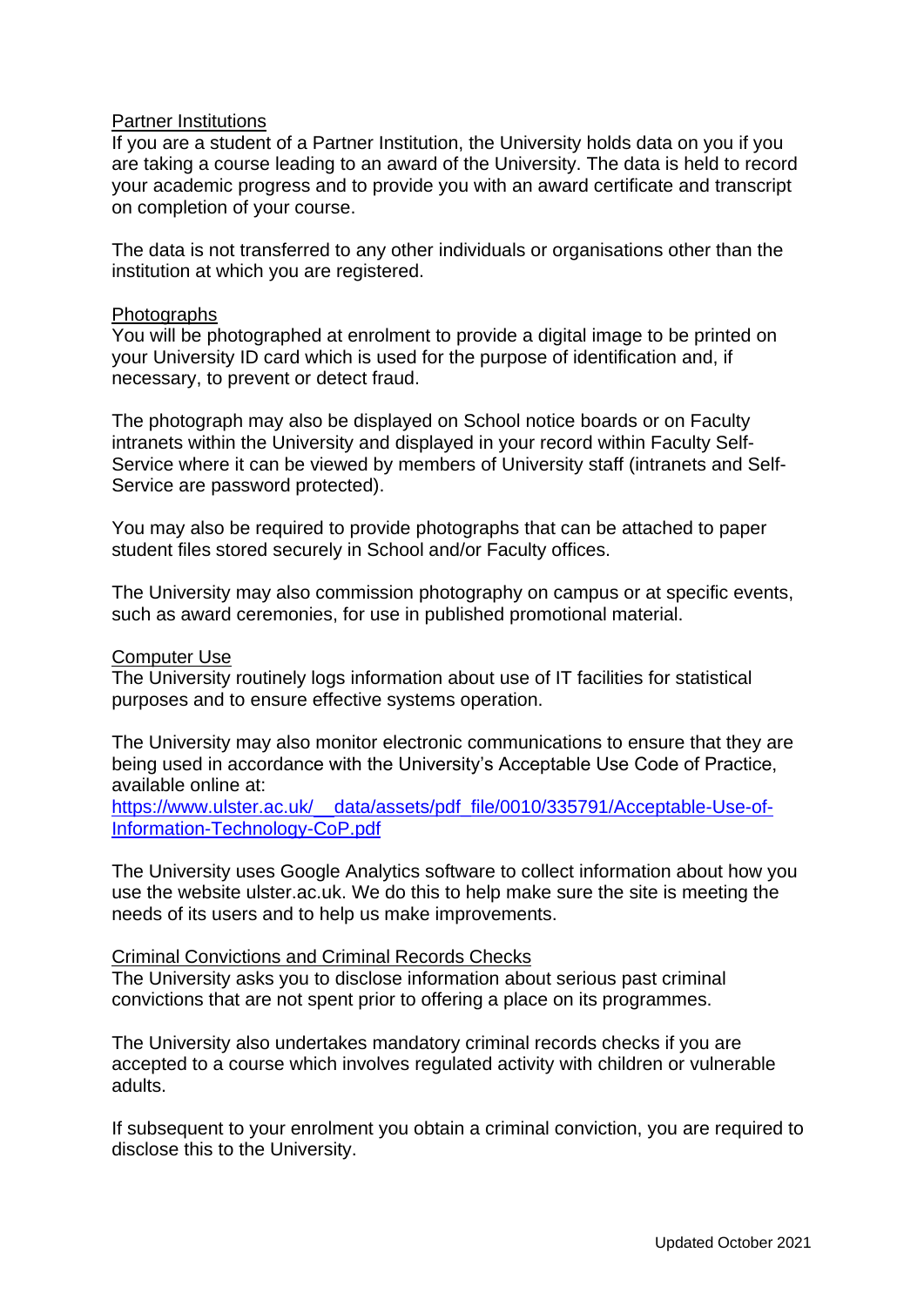## Partner Institutions

If you are a student of a Partner Institution, the University holds data on you if you are taking a course leading to an award of the University. The data is held to record your academic progress and to provide you with an award certificate and transcript on completion of your course.

The data is not transferred to any other individuals or organisations other than the institution at which you are registered.

## Photographs

You will be photographed at enrolment to provide a digital image to be printed on your University ID card which is used for the purpose of identification and, if necessary, to prevent or detect fraud.

The photograph may also be displayed on School notice boards or on Faculty intranets within the University and displayed in your record within Faculty Self-Service where it can be viewed by members of University staff (intranets and Self-Service are password protected).

You may also be required to provide photographs that can be attached to paper student files stored securely in School and/or Faculty offices.

The University may also commission photography on campus or at specific events, such as award ceremonies, for use in published promotional material.

## Computer Use

The University routinely logs information about use of IT facilities for statistical purposes and to ensure effective systems operation.

The University may also monitor electronic communications to ensure that they are being used in accordance with the University's Acceptable Use Code of Practice, available online at:
[https://www.ulster.ac.uk/__data/assets/pdf_file/0010/335791/Acceptable-Use-of-Information-Technology-CoP.pdf](https://www.ulster.ac.uk/__data/assets/pdf_file/0010/335791/Acceptable-Use-of-Information-Technology-CoP.pdf)

The University uses Google Analytics software to collect information about how you use the website ulster.ac.uk. We do this to help make sure the site is meeting the needs of its users and to help us make improvements.

## Criminal Convictions and Criminal Records Checks

The University asks you to disclose information about serious past criminal convictions that are not spent prior to offering a place on its programmes.

The University also undertakes mandatory criminal records checks if you are accepted to a course which involves regulated activity with children or vulnerable adults.

If subsequent to your enrolment you obtain a criminal conviction, you are required to disclose this to the University.

Updated October 2021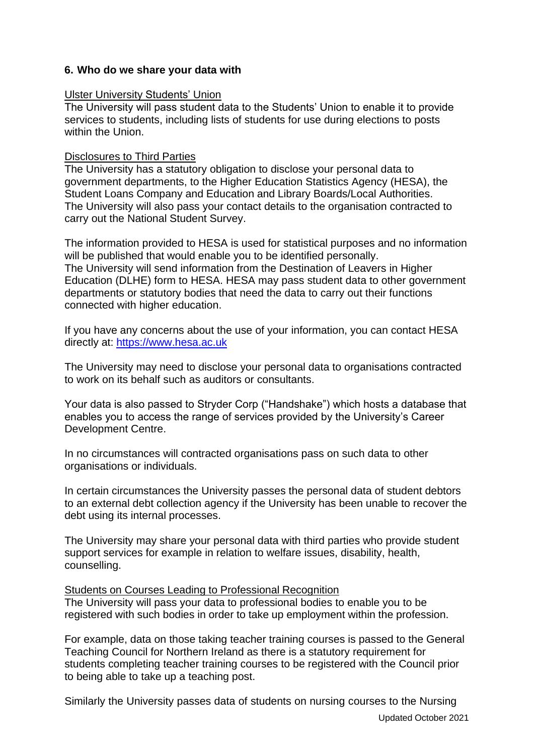## 6. Who do we share your data with

<u>Ulster University Students' Union</u>

The University will pass student data to the Students' Union to enable it to provide services to students, including lists of students for use during elections to posts within the Union.

<u>Disclosures to Third Parties</u>

The University has a statutory obligation to disclose your personal data to government departments, to the Higher Education Statistics Agency (HESA), the Student Loans Company and Education and Library Boards/Local Authorities. The University will also pass your contact details to the organisation contracted to carry out the National Student Survey.

The information provided to HESA is used for statistical purposes and no information will be published that would enable you to be identified personally.
The University will send information from the Destination of Leavers in Higher Education (DLHE) form to HESA. HESA may pass student data to other government departments or statutory bodies that need the data to carry out their functions connected with higher education.

If you have any concerns about the use of your information, you can contact HESA directly at: [https://www.hesa.ac.uk](https://www.hesa.ac.uk)

The University may need to disclose your personal data to organisations contracted to work on its behalf such as auditors or consultants.

Your data is also passed to Stryder Corp ("Handshake") which hosts a database that enables you to access the range of services provided by the University's Career Development Centre.

In no circumstances will contracted organisations pass on such data to other organisations or individuals.

In certain circumstances the University passes the personal data of student debtors to an external debt collection agency if the University has been unable to recover the debt using its internal processes.

The University may share your personal data with third parties who provide student support services for example in relation to welfare issues, disability, health, counselling.

<u>Students on Courses Leading to Professional Recognition</u>

The University will pass your data to professional bodies to enable you to be registered with such bodies in order to take up employment within the profession.

For example, data on those taking teacher training courses is passed to the General Teaching Council for Northern Ireland as there is a statutory requirement for students completing teacher training courses to be registered with the Council prior to being able to take up a teaching post.

Similarly the University passes data of students on nursing courses to the Nursing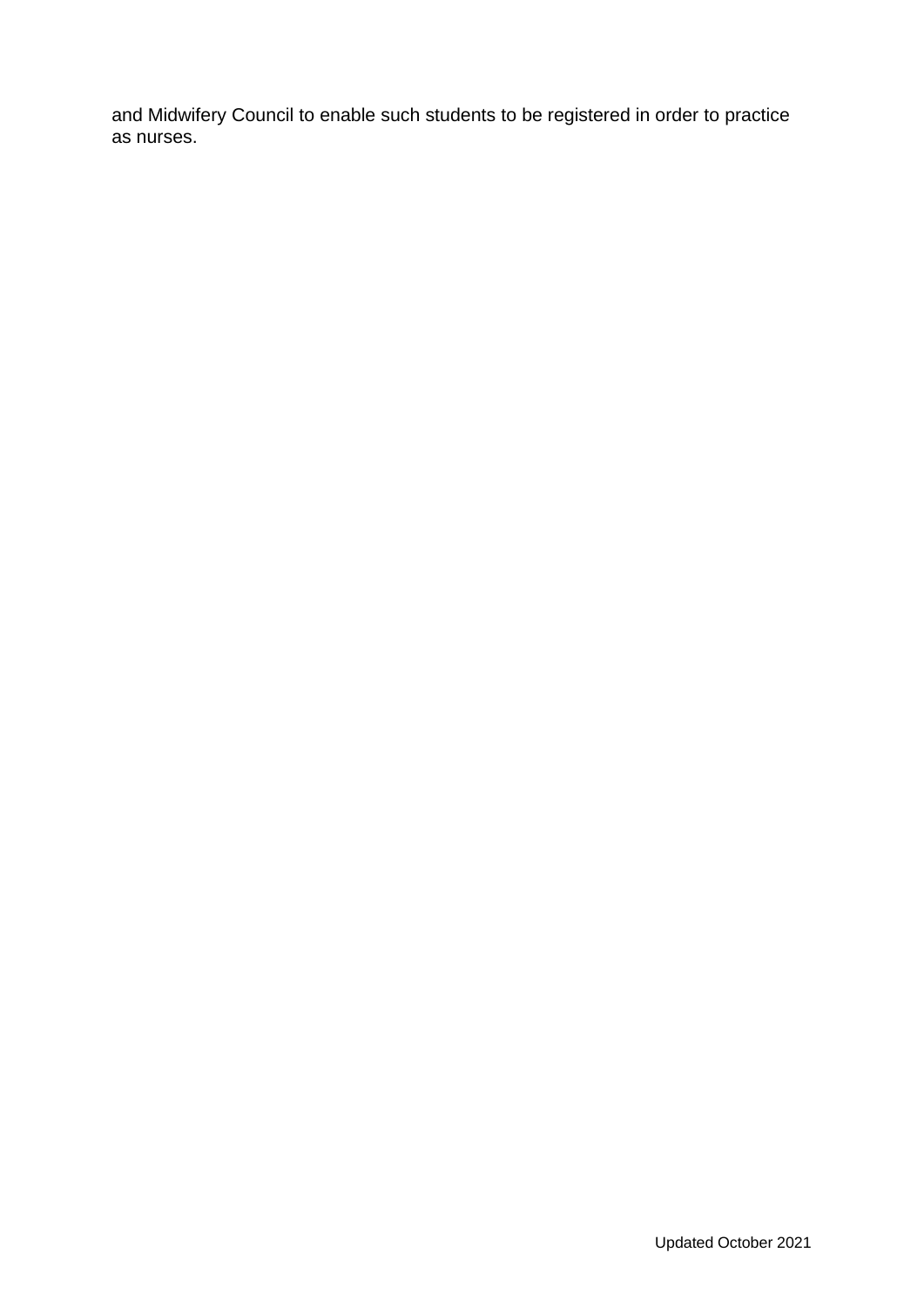and Midwifery Council to enable such students to be registered in order to practice as nurses.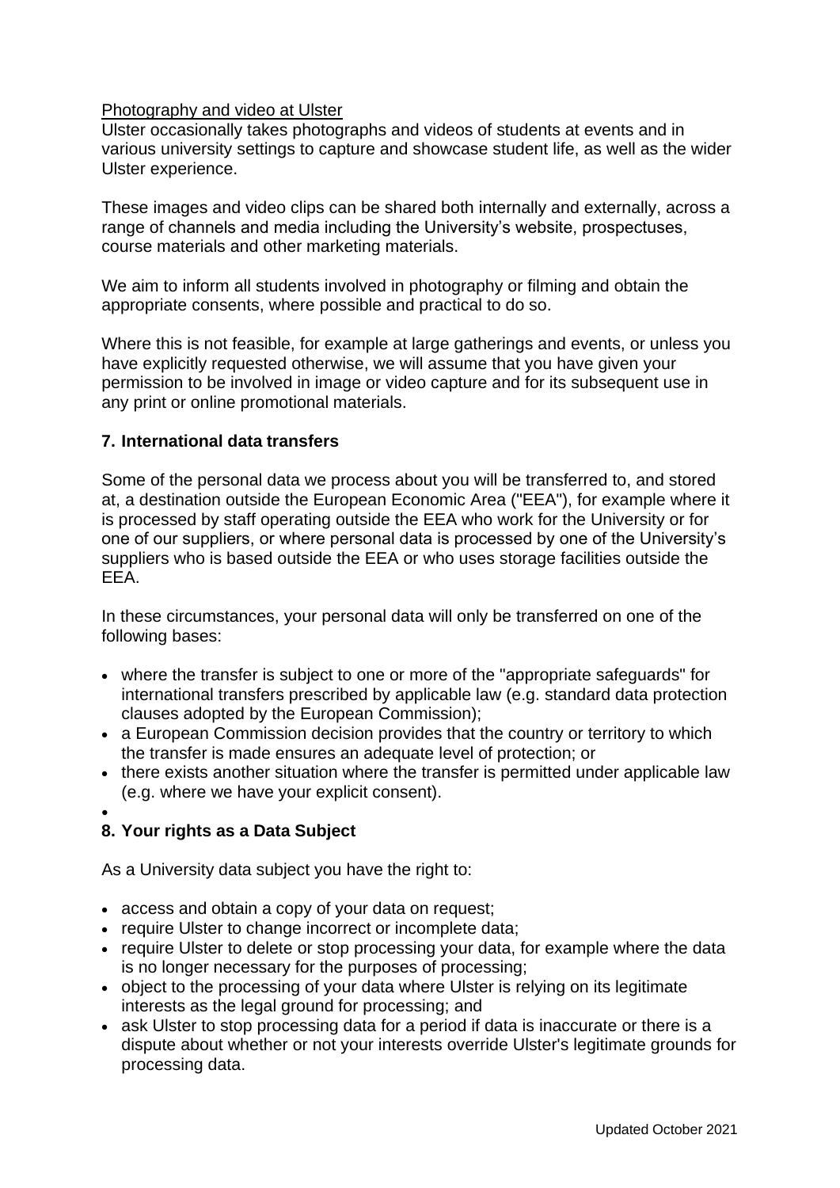Photography and video at Ulster

Ulster occasionally takes photographs and videos of students at events and in various university settings to capture and showcase student life, as well as the wider Ulster experience.

These images and video clips can be shared both internally and externally, across a range of channels and media including the University's website, prospectuses, course materials and other marketing materials.

We aim to inform all students involved in photography or filming and obtain the appropriate consents, where possible and practical to do so.

Where this is not feasible, for example at large gatherings and events, or unless you have explicitly requested otherwise, we will assume that you have given your permission to be involved in image or video capture and for its subsequent use in any print or online promotional materials.

## 7. International data transfers

Some of the personal data we process about you will be transferred to, and stored at, a destination outside the European Economic Area ("EEA"), for example where it is processed by staff operating outside the EEA who work for the University or for one of our suppliers, or where personal data is processed by one of the University's suppliers who is based outside the EEA or who uses storage facilities outside the EEA.

In these circumstances, your personal data will only be transferred on one of the following bases:

- where the transfer is subject to one or more of the "appropriate safeguards" for international transfers prescribed by applicable law (e.g. standard data protection clauses adopted by the European Commission);
- a European Commission decision provides that the country or territory to which the transfer is made ensures an adequate level of protection; or
- there exists another situation where the transfer is permitted under applicable law (e.g. where we have your explicit consent).

## 8. Your rights as a Data Subject

As a University data subject you have the right to:

- access and obtain a copy of your data on request;
- require Ulster to change incorrect or incomplete data;
- require Ulster to delete or stop processing your data, for example where the data is no longer necessary for the purposes of processing;
- object to the processing of your data where Ulster is relying on its legitimate interests as the legal ground for processing; and
- ask Ulster to stop processing data for a period if data is inaccurate or there is a dispute about whether or not your interests override Ulster's legitimate grounds for processing data.

Updated October 2021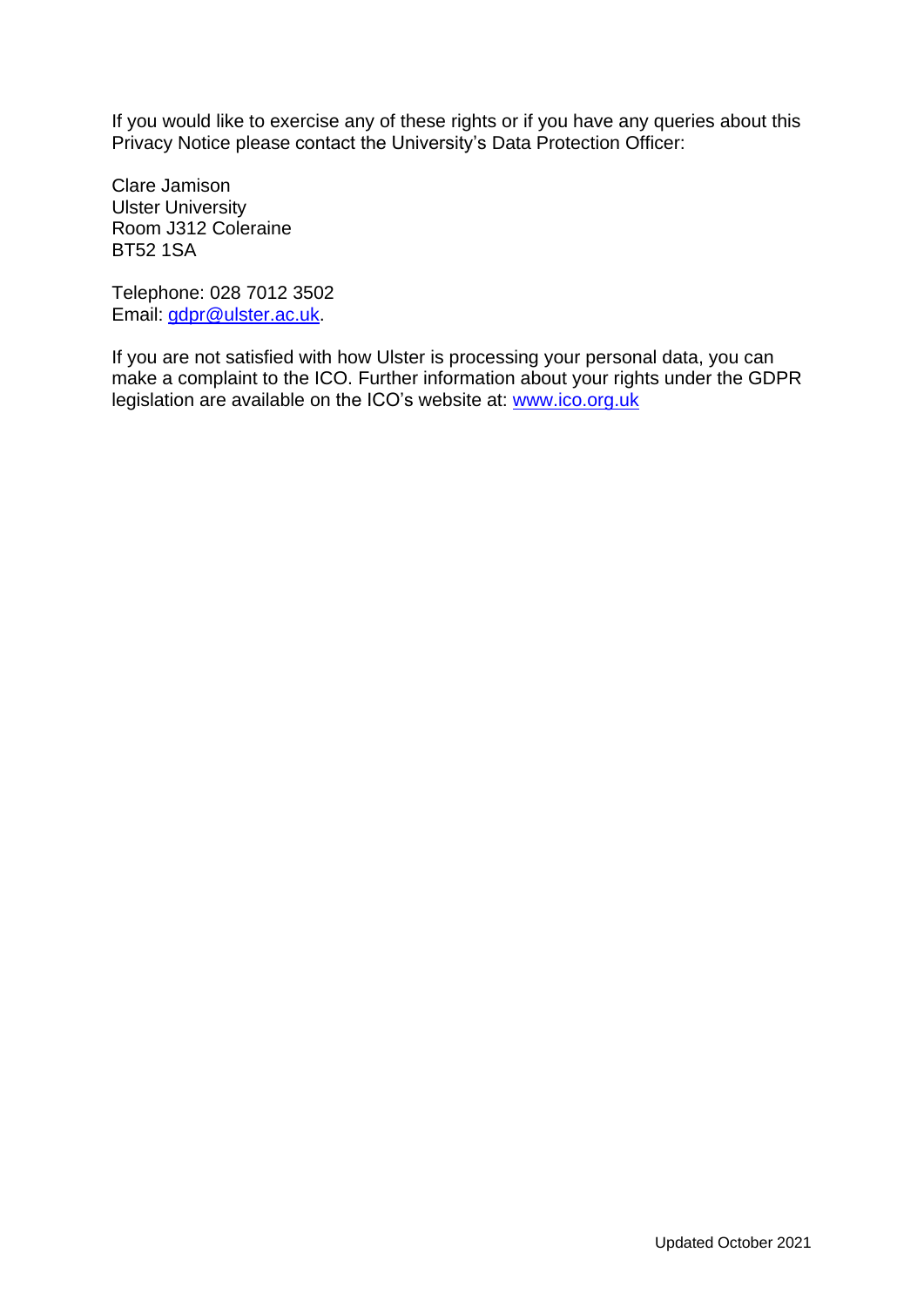If you would like to exercise any of these rights or if you have any queries about this Privacy Notice please contact the University's Data Protection Officer:

Clare Jamison  
Ulster University  
Room J312 Coleraine  
BT52 1SA

Telephone: 028 7012 3502  
Email: [gdpr@ulster.ac.uk](mailto:gdpr@ulster.ac.uk).

If you are not satisfied with how Ulster is processing your personal data, you can make a complaint to the ICO. Further information about your rights under the GDPR legislation are available on the ICO's website at: [www.ico.org.uk](http://www.ico.org.uk)

Updated October 2021